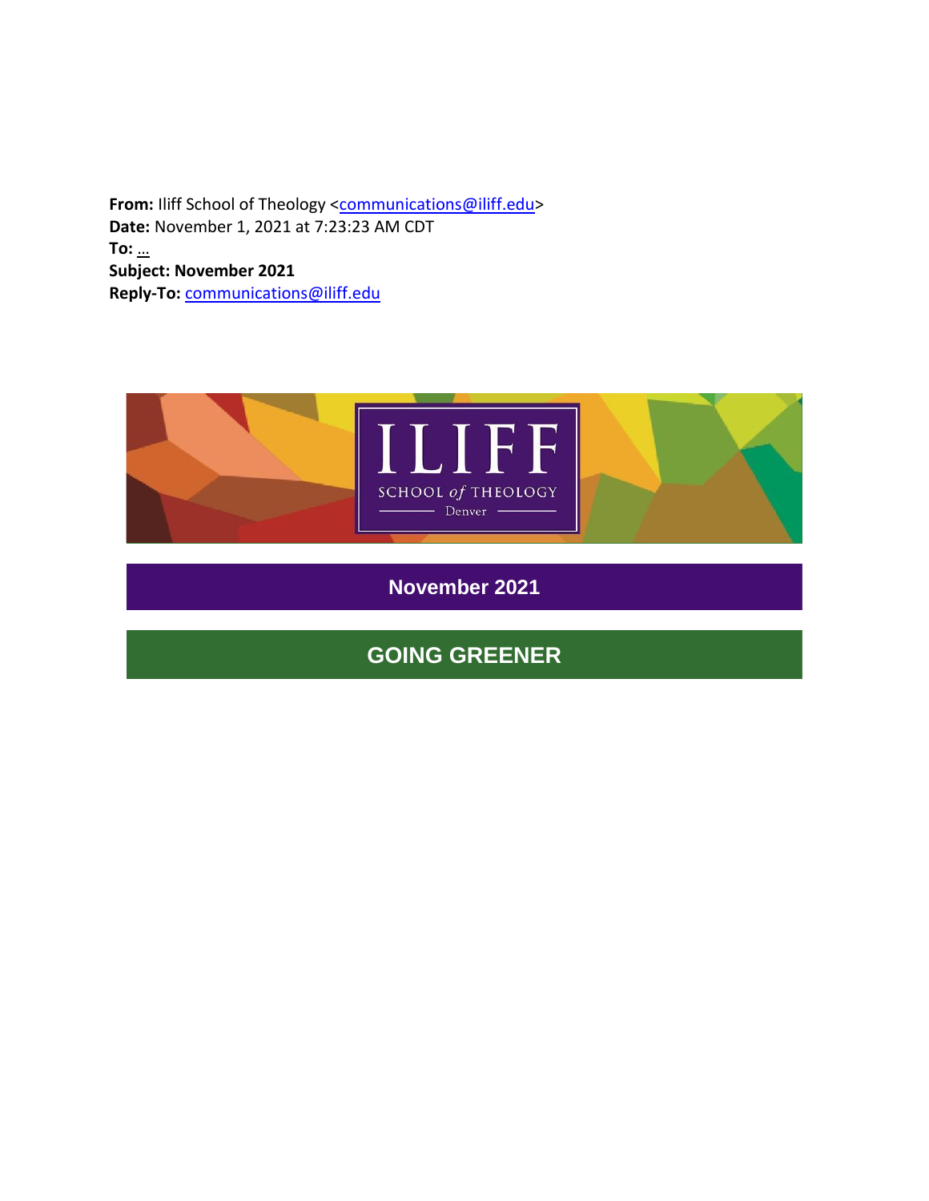**From:** Iliff School of Theology <communications@iliff.edu>
**Date:** November 1, 2021 at 7:23:23 AM CDT
**To:** ...
**Subject: November 2021**
**Reply-To:** communications@iliff.edu

ILIFF
SCHOOL of THEOLOGY
Denver

# November 2021

## GOING GREENER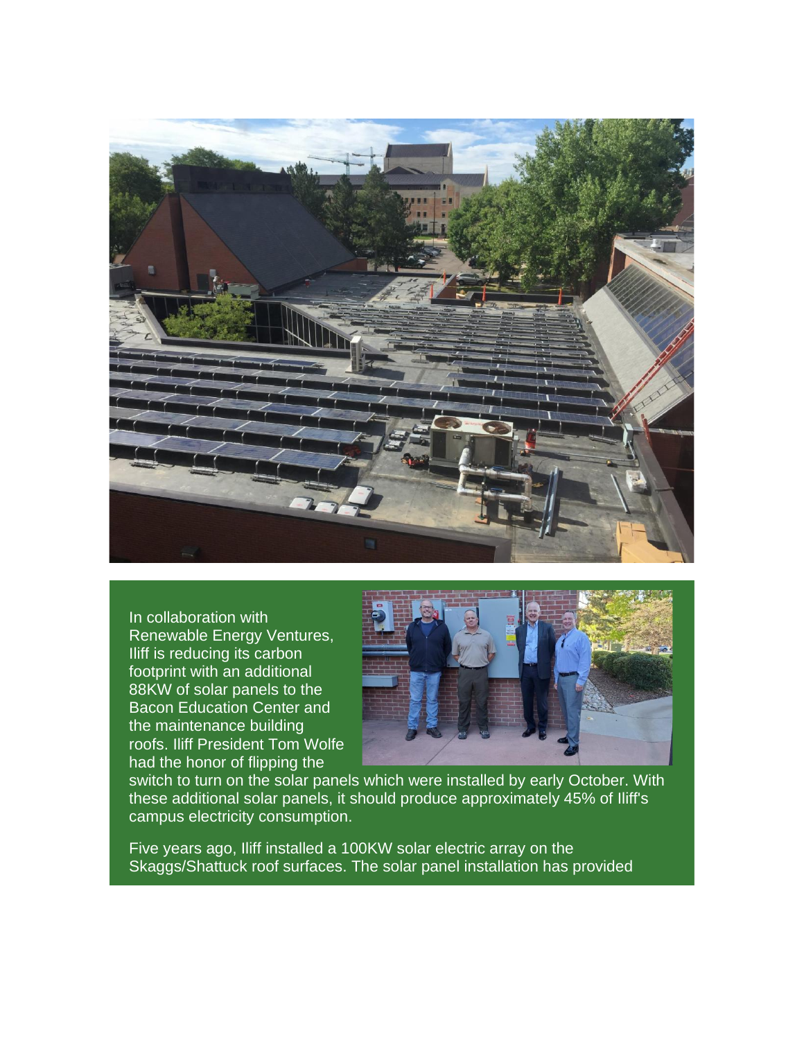In collaboration with Renewable Energy Ventures, Iliff is reducing its carbon footprint with an additional 88KW of solar panels to the Bacon Education Center and the maintenance building roofs. Iliff President Tom Wolfe had the honor of flipping the switch to turn on the solar panels which were installed by early October. With these additional solar panels, it should produce approximately 45% of Iliff's campus electricity consumption.

Five years ago, Iliff installed a 100KW solar electric array on the Skaggs/Shattuck roof surfaces. The solar panel installation has provided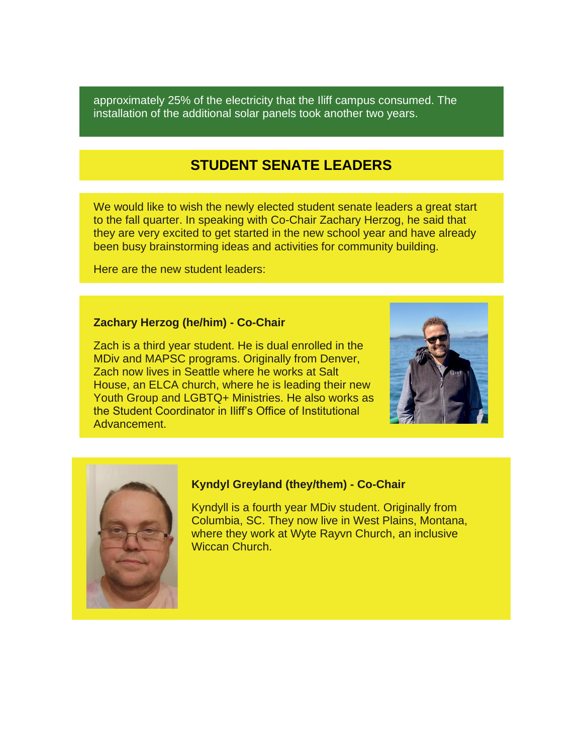approximately 25% of the electricity that the Iliff campus consumed. The installation of the additional solar panels took another two years.

## STUDENT SENATE LEADERS

We would like to wish the newly elected student senate leaders a great start to the fall quarter. In speaking with Co-Chair Zachary Herzog, he said that they are very excited to get started in the new school year and have already been busy brainstorming ideas and activities for community building.

Here are the new student leaders:

**Zachary Herzog (he/him) - Co-Chair**

Zach is a third year student. He is dual enrolled in the MDiv and MAPSC programs. Originally from Denver, Zach now lives in Seattle where he works at Salt House, an ELCA church, where he is leading their new Youth Group and LGBTQ+ Ministries. He also works as the Student Coordinator in Iliff's Office of Institutional Advancement.

**Kyndyl Greyland (they/them) - Co-Chair**

Kyndyll is a fourth year MDiv student. Originally from Columbia, SC. They now live in West Plains, Montana, where they work at Wyte Rayvn Church, an inclusive Wiccan Church.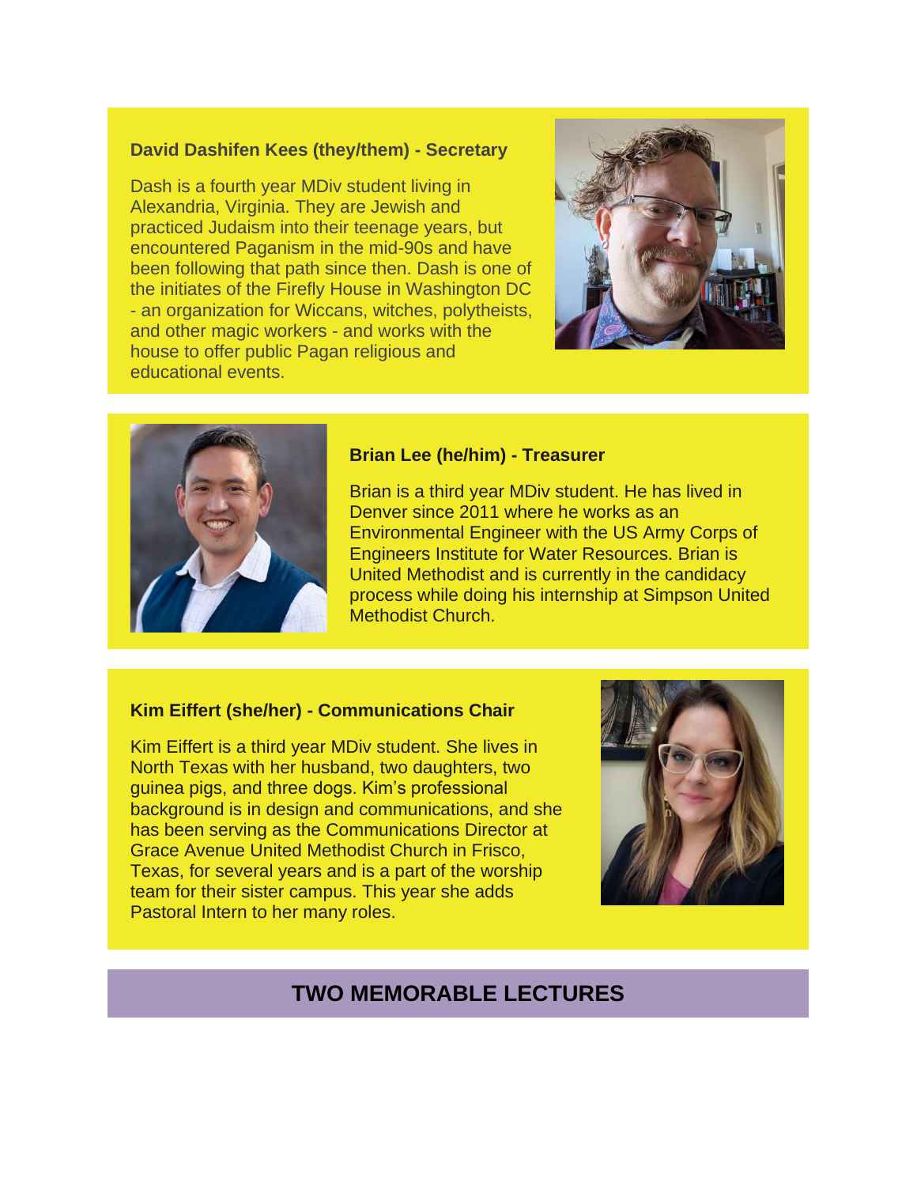### David Dashifen Kees (they/them) - Secretary

Dash is a fourth year MDiv student living in Alexandria, Virginia. They are Jewish and practiced Judaism into their teenage years, but encountered Paganism in the mid-90s and have been following that path since then. Dash is one of the initiates of the Firefly House in Washington DC - an organization for Wiccans, witches, polytheists, and other magic workers - and works with the house to offer public Pagan religious and educational events.

### Brian Lee (he/him) - Treasurer

Brian is a third year MDiv student. He has lived in Denver since 2011 where he works as an Environmental Engineer with the US Army Corps of Engineers Institute for Water Resources. Brian is United Methodist and is currently in the candidacy process while doing his internship at Simpson United Methodist Church.

### Kim Eiffert (she/her) - Communications Chair

Kim Eiffert is a third year MDiv student. She lives in North Texas with her husband, two daughters, two guinea pigs, and three dogs. Kim's professional background is in design and communications, and she has been serving as the Communications Director at Grace Avenue United Methodist Church in Frisco, Texas, for several years and is a part of the worship team for their sister campus. This year she adds Pastoral Intern to her many roles.

## TWO MEMORABLE LECTURES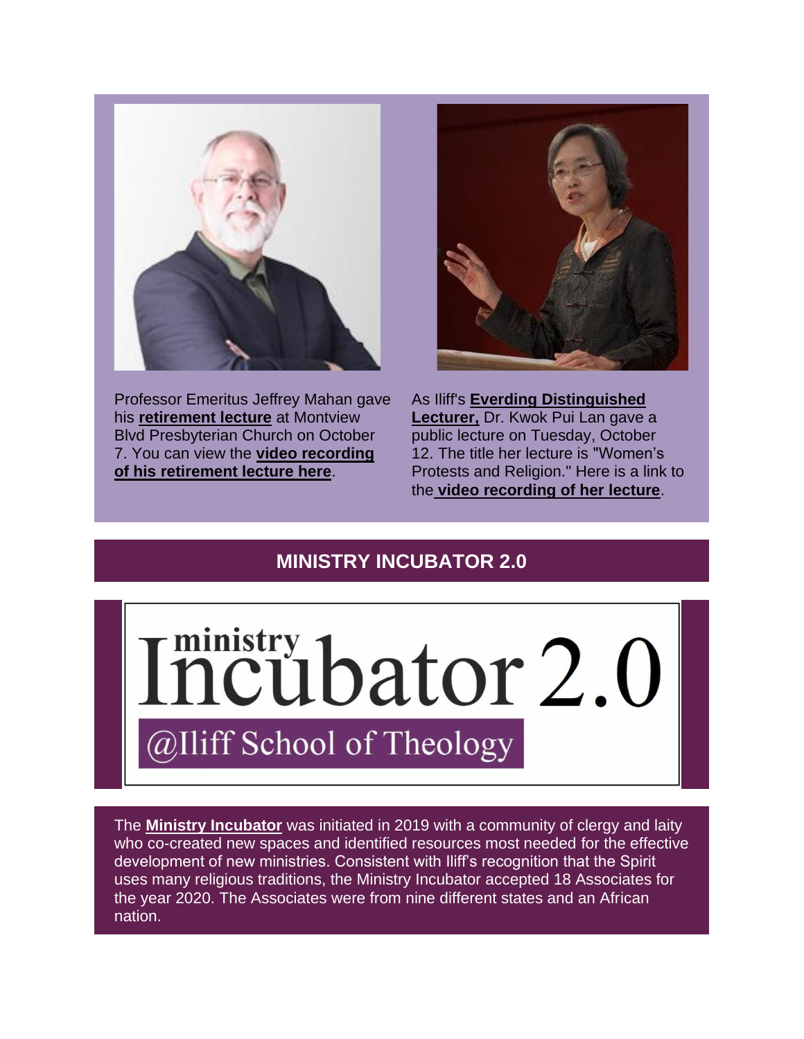Professor Emeritus Jeffrey Mahan gave his **retirement lecture** at Montview Blvd Presbyterian Church on October 7. You can view the **video recording of his retirement lecture here**.

As Iliff's **Everding Distinguished Lecturer,** Dr. Kwok Pui Lan gave a public lecture on Tuesday, October 12. The title her lecture is "Women's Protests and Religion." Here is a link to the **video recording of her lecture**.

## MINISTRY INCUBATOR 2.0

The **Ministry Incubator** was initiated in 2019 with a community of clergy and laity who co-created new spaces and identified resources most needed for the effective development of new ministries. Consistent with Iliff's recognition that the Spirit uses many religious traditions, the Ministry Incubator accepted 18 Associates for the year 2020. The Associates were from nine different states and an African nation.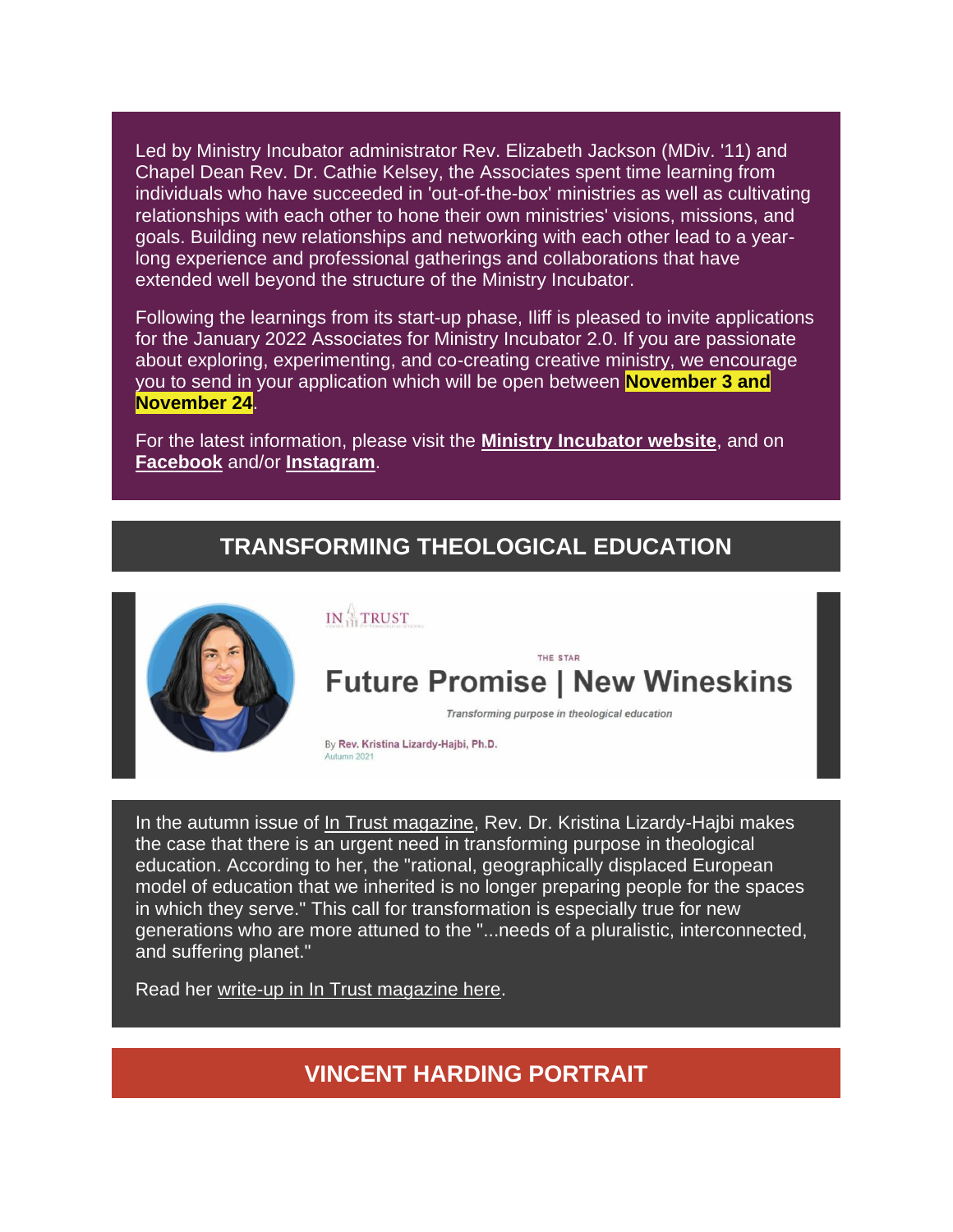Led by Ministry Incubator administrator Rev. Elizabeth Jackson (MDiv. '11) and Chapel Dean Rev. Dr. Cathie Kelsey, the Associates spent time learning from individuals who have succeeded in 'out-of-the-box' ministries as well as cultivating relationships with each other to hone their own ministries' visions, missions, and goals. Building new relationships and networking with each other lead to a year-long experience and professional gatherings and collaborations that have extended well beyond the structure of the Ministry Incubator.

Following the learnings from its start-up phase, Iliff is pleased to invite applications for the January 2022 Associates for Ministry Incubator 2.0. If you are passionate about exploring, experimenting, and co-creating creative ministry, we encourage you to send in your application which will be open between **November 3 and November 24**.

For the latest information, please visit the **Ministry Incubator website**, and on **Facebook** and/or **Instagram**.

## TRANSFORMING THEOLOGICAL EDUCATION

IN TRUST

THE STAR

**Future Promise | New Wineskins**

*Transforming purpose in theological education*

By Rev. Kristina Lizardy-Hajbi, Ph.D.
Autumn 2021

In the autumn issue of In Trust magazine, Rev. Dr. Kristina Lizardy-Hajbi makes the case that there is an urgent need in transforming purpose in theological education. According to her, the "rational, geographically displaced European model of education that we inherited is no longer preparing people for the spaces in which they serve." This call for transformation is especially true for new generations who are more attuned to the "...needs of a pluralistic, interconnected, and suffering planet."

Read her write-up in In Trust magazine here.

## VINCENT HARDING PORTRAIT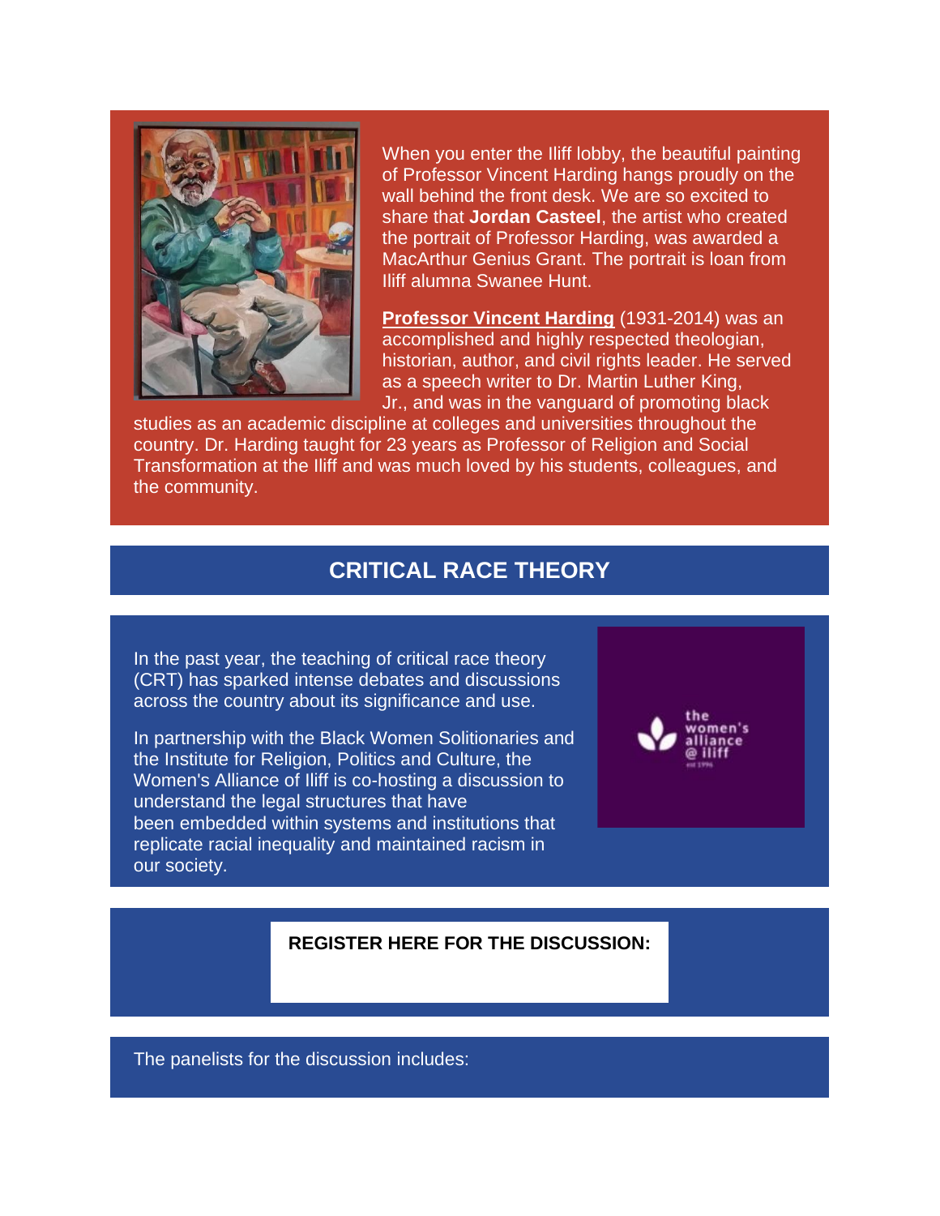When you enter the Iliff lobby, the beautiful painting of Professor Vincent Harding hangs proudly on the wall behind the front desk. We are so excited to share that **Jordan Casteel**, the artist who created the portrait of Professor Harding, was awarded a MacArthur Genius Grant. The portrait is loan from Iliff alumna Swanee Hunt.

**Professor Vincent Harding** (1931-2014) was an accomplished and highly respected theologian, historian, author, and civil rights leader. He served as a speech writer to Dr. Martin Luther King, Jr., and was in the vanguard of promoting black studies as an academic discipline at colleges and universities throughout the country. Dr. Harding taught for 23 years as Professor of Religion and Social Transformation at the Iliff and was much loved by his students, colleagues, and the community.

## CRITICAL RACE THEORY

In the past year, the teaching of critical race theory (CRT) has sparked intense debates and discussions across the country about its significance and use.

In partnership with the Black Women Solitionaries and the Institute for Religion, Politics and Culture, the Women's Alliance of Iliff is co-hosting a discussion to understand the legal structures that have been embedded within systems and institutions that replicate racial inequality and maintained racism in our society.

the women's alliance @ iliff
est 1996

**REGISTER HERE FOR THE DISCUSSION:**

The panelists for the discussion includes: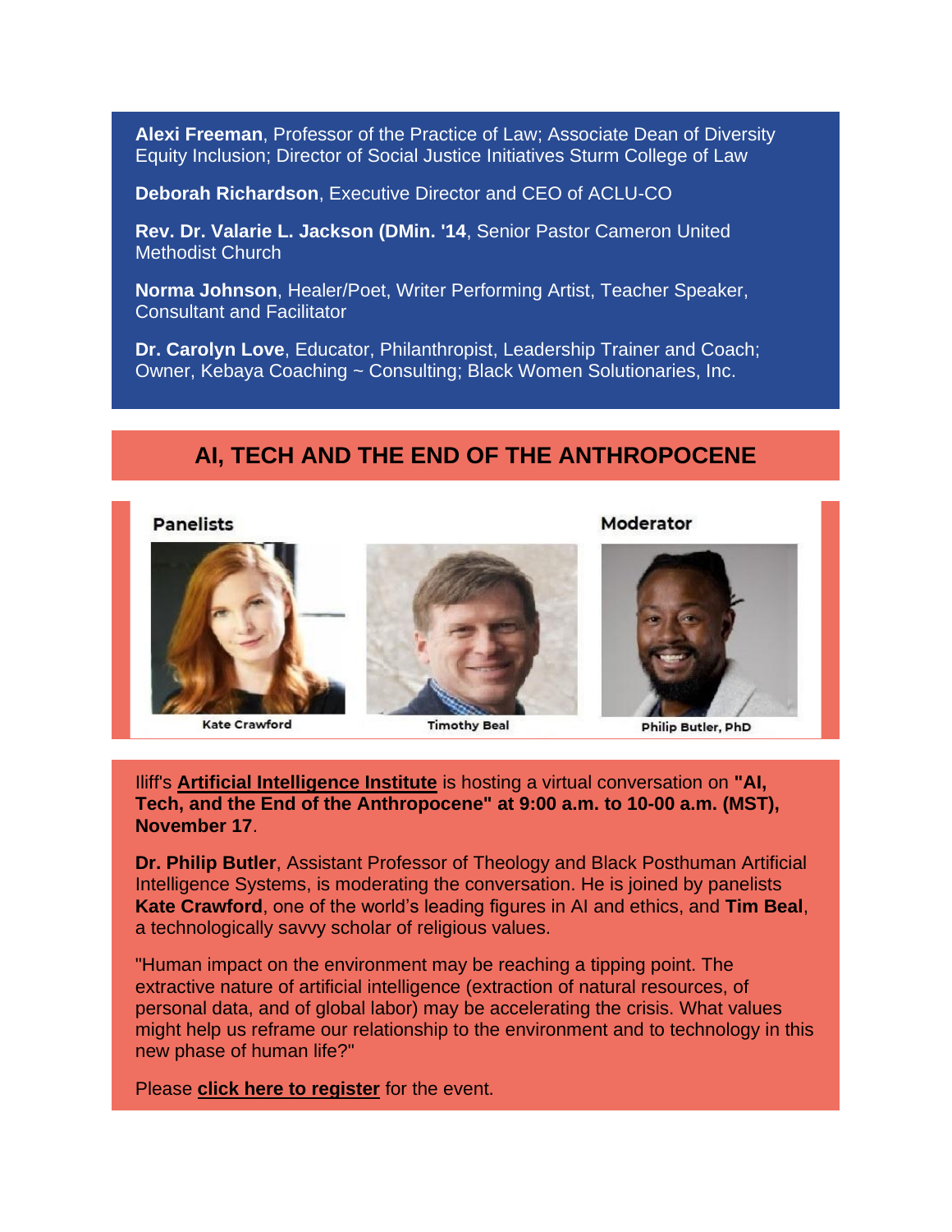**Alexi Freeman**, Professor of the Practice of Law; Associate Dean of Diversity Equity Inclusion; Director of Social Justice Initiatives Sturm College of Law

**Deborah Richardson**, Executive Director and CEO of ACLU-CO

**Rev. Dr. Valarie L. Jackson (DMin. '14**, Senior Pastor Cameron United Methodist Church

**Norma Johnson**, Healer/Poet, Writer Performing Artist, Teacher Speaker, Consultant and Facilitator

**Dr. Carolyn Love**, Educator, Philanthropist, Leadership Trainer and Coach; Owner, Kebaya Coaching ~ Consulting; Black Women Solutionaries, Inc.

## AI, TECH AND THE END OF THE ANTHROPOCENE

Panelists

Kate Crawford

Timothy Beal

Moderator

Philip Butler, PhD

Iliff's **Artificial Intelligence Institute** is hosting a virtual conversation on **"AI, Tech, and the End of the Anthropocene" at 9:00 a.m. to 10-00 a.m. (MST), November 17**.

**Dr. Philip Butler**, Assistant Professor of Theology and Black Posthuman Artificial Intelligence Systems, is moderating the conversation. He is joined by panelists **Kate Crawford**, one of the world's leading figures in AI and ethics, and **Tim Beal**, a technologically savvy scholar of religious values.

"Human impact on the environment may be reaching a tipping point. The extractive nature of artificial intelligence (extraction of natural resources, of personal data, and of global labor) may be accelerating the crisis. What values might help us reframe our relationship to the environment and to technology in this new phase of human life?"

Please **click here to register** for the event.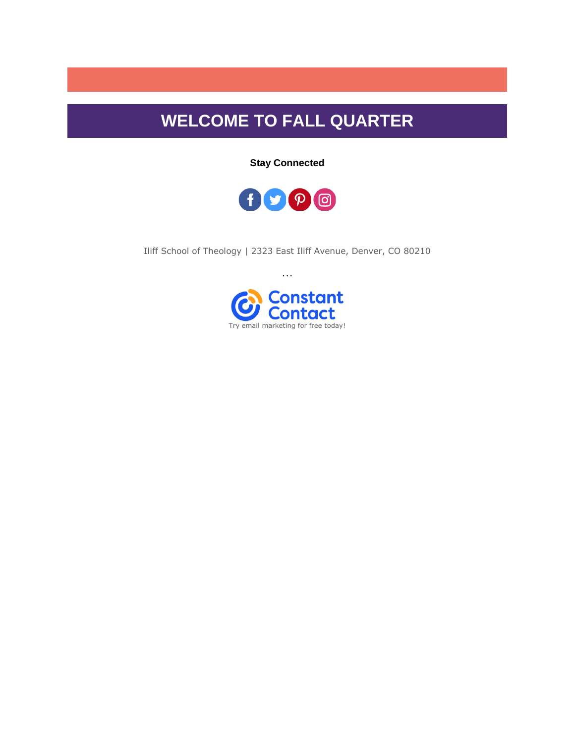# WELCOME TO FALL QUARTER

**Stay Connected**

Iliff School of Theology | 2323 East Iliff Avenue, Denver, CO 80210

...

Constant Contact

Try email marketing for free today!